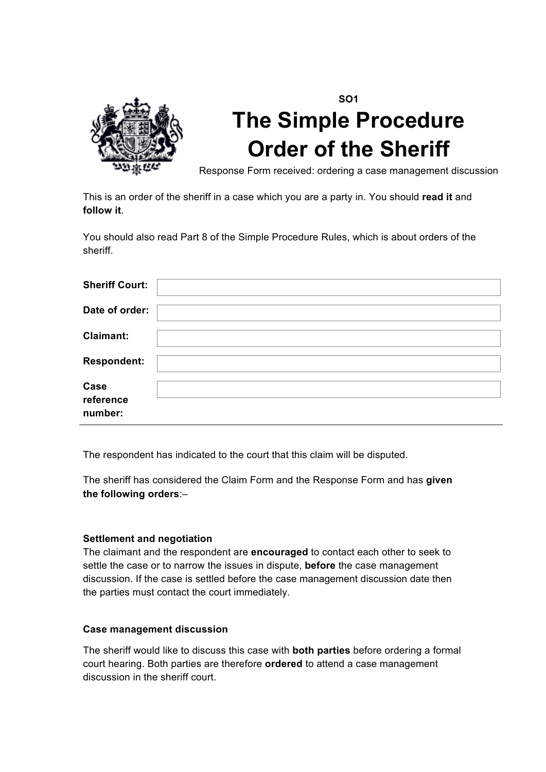SO1

# The Simple Procedure Order of the Sheriff

Response Form received: ordering a case management discussion

This is an order of the sheriff in a case which you are a party in. You should **read it** and **follow it**.

You should also read Part 8 of the Simple Procedure Rules, which is about orders of the sheriff.

| | |
|---|---|
| **Sheriff Court:** | |
| **Date of order:** | |
| **Claimant:** | |
| **Respondent:** | |
| **Case reference number:** | |

The respondent has indicated to the court that this claim will be disputed.

The sheriff has considered the Claim Form and the Response Form and has **given the following orders**:–

**Settlement and negotiation**

The claimant and the respondent are **encouraged** to contact each other to seek to settle the case or to narrow the issues in dispute, **before** the case management discussion. If the case is settled before the case management discussion date then the parties must contact the court immediately.

**Case management discussion**

The sheriff would like to discuss this case with **both parties** before ordering a formal court hearing. Both parties are therefore **ordered** to attend a case management discussion in the sheriff court.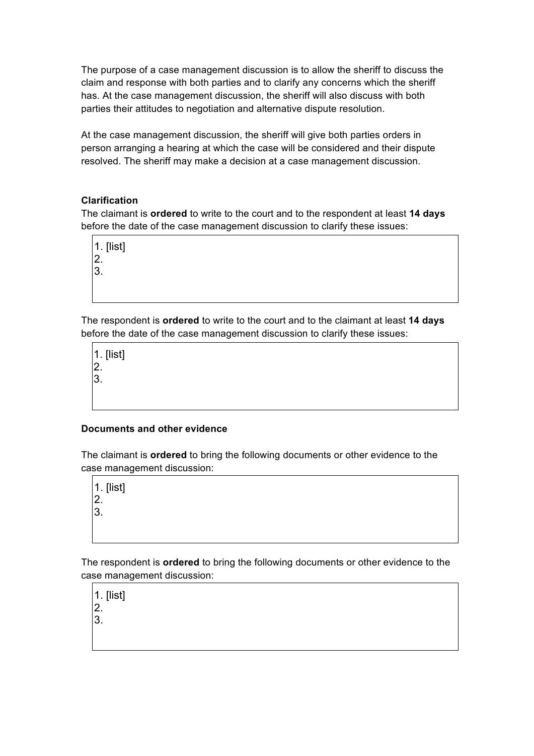The purpose of a case management discussion is to allow the sheriff to discuss the claim and response with both parties and to clarify any concerns which the sheriff has. At the case management discussion, the sheriff will also discuss with both parties their attitudes to negotiation and alternative dispute resolution.

At the case management discussion, the sheriff will give both parties orders in person arranging a hearing at which the case will be considered and their dispute resolved. The sheriff may make a decision at a case management discussion.

**Clarification**

The claimant is **ordered** to write to the court and to the respondent at least **14 days** before the date of the case management discussion to clarify these issues:

| 1. [list]<br>2.<br>3. |
|---|

The respondent is **ordered** to write to the court and to the claimant at least **14 days** before the date of the case management discussion to clarify these issues:

| 1. [list]<br>2.<br>3. |
|---|

**Documents and other evidence**

The claimant is **ordered** to bring the following documents or other evidence to the case management discussion:

| 1. [list]<br>2.<br>3. |
|---|

The respondent is **ordered** to bring the following documents or other evidence to the case management discussion:

| 1. [list]<br>2.<br>3. |
|---|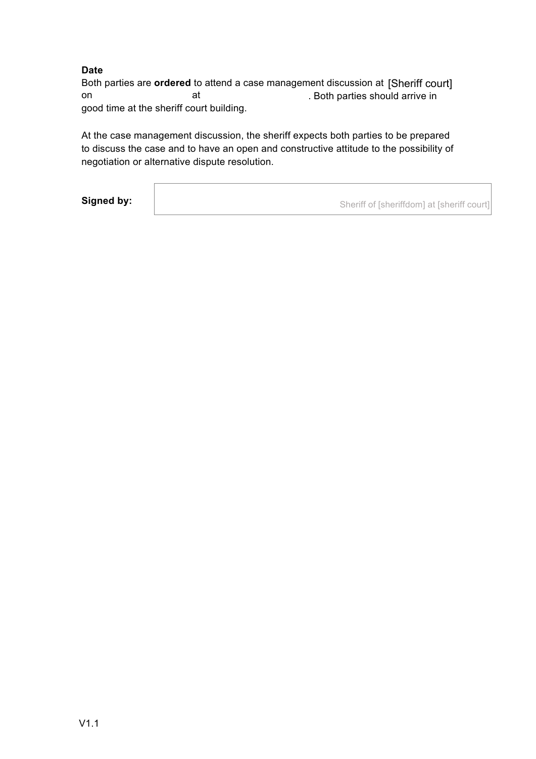**Date**

Both parties are **ordered** to attend a case management discussion at [Sheriff court] on at . Both parties should arrive in good time at the sheriff court building.

At the case management discussion, the sheriff expects both parties to be prepared to discuss the case and to have an open and constructive attitude to the possibility of negotiation or alternative dispute resolution.

| | |
|---|---|
| **Signed by:** | Sheriff of [sheriffdom] at [sheriff court] |

V1.1